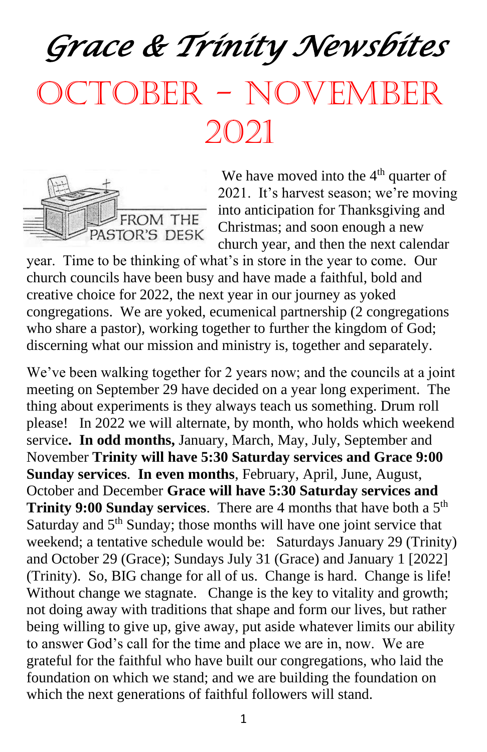# *Grace & Trinity Newsbites*

# October – November 2021

FROM THE PASTOR'S DESK

We have moved into the 4th quarter of 2021. It's harvest season; we're moving into anticipation for Thanksgiving and Christmas; and soon enough a new church year, and then the next calendar year. Time to be thinking of what's in store in the year to come. Our church councils have been busy and have made a faithful, bold and creative choice for 2022, the next year in our journey as yoked congregations. We are yoked, ecumenical partnership (2 congregations who share a pastor), working together to further the kingdom of God; discerning what our mission and ministry is, together and separately.

We've been walking together for 2 years now; and the councils at a joint meeting on September 29 have decided on a year long experiment. The thing about experiments is they always teach us something. Drum roll please! In 2022 we will alternate, by month, who holds which weekend service**. In odd months,** January, March, May, July, September and November **Trinity will have 5:30 Saturday services and Grace 9:00 Sunday services**. **In even months**, February, April, June, August, October and December **Grace will have 5:30 Saturday services and Trinity 9:00 Sunday services**. There are 4 months that have both a 5th Saturday and 5th Sunday; those months will have one joint service that weekend; a tentative schedule would be: Saturdays January 29 (Trinity) and October 29 (Grace); Sundays July 31 (Grace) and January 1 [2022] (Trinity). So, BIG change for all of us. Change is hard. Change is life! Without change we stagnate. Change is the key to vitality and growth; not doing away with traditions that shape and form our lives, but rather being willing to give up, give away, put aside whatever limits our ability to answer God's call for the time and place we are in, now. We are grateful for the faithful who have built our congregations, who laid the foundation on which we stand; and we are building the foundation on which the next generations of faithful followers will stand.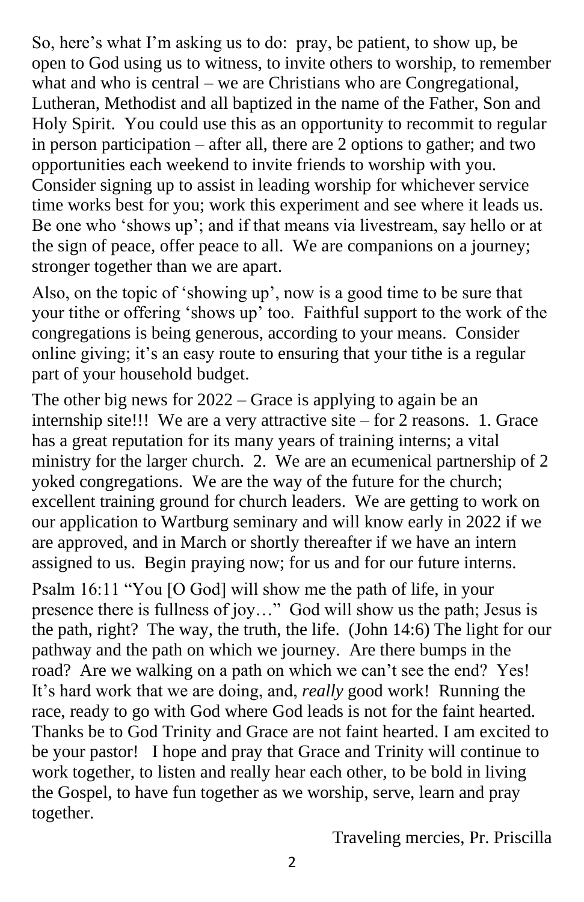So, here's what I'm asking us to do: pray, be patient, to show up, be open to God using us to witness, to invite others to worship, to remember what and who is central – we are Christians who are Congregational, Lutheran, Methodist and all baptized in the name of the Father, Son and Holy Spirit. You could use this as an opportunity to recommit to regular in person participation – after all, there are 2 options to gather; and two opportunities each weekend to invite friends to worship with you. Consider signing up to assist in leading worship for whichever service time works best for you; work this experiment and see where it leads us. Be one who 'shows up'; and if that means via livestream, say hello or at the sign of peace, offer peace to all. We are companions on a journey; stronger together than we are apart.

Also, on the topic of 'showing up', now is a good time to be sure that your tithe or offering 'shows up' too. Faithful support to the work of the congregations is being generous, according to your means. Consider online giving; it's an easy route to ensuring that your tithe is a regular part of your household budget.

The other big news for 2022 – Grace is applying to again be an internship site!!! We are a very attractive site – for 2 reasons. 1. Grace has a great reputation for its many years of training interns; a vital ministry for the larger church. 2. We are an ecumenical partnership of 2 yoked congregations. We are the way of the future for the church; excellent training ground for church leaders. We are getting to work on our application to Wartburg seminary and will know early in 2022 if we are approved, and in March or shortly thereafter if we have an intern assigned to us. Begin praying now; for us and for our future interns.

Psalm 16:11 "You [O God] will show me the path of life, in your presence there is fullness of joy…" God will show us the path; Jesus is the path, right? The way, the truth, the life. (John 14:6) The light for our pathway and the path on which we journey. Are there bumps in the road? Are we walking on a path on which we can't see the end? Yes! It's hard work that we are doing, and, *really* good work! Running the race, ready to go with God where God leads is not for the faint hearted. Thanks be to God Trinity and Grace are not faint hearted. I am excited to be your pastor! I hope and pray that Grace and Trinity will continue to work together, to listen and really hear each other, to be bold in living the Gospel, to have fun together as we worship, serve, learn and pray together.

Traveling mercies, Pr. Priscilla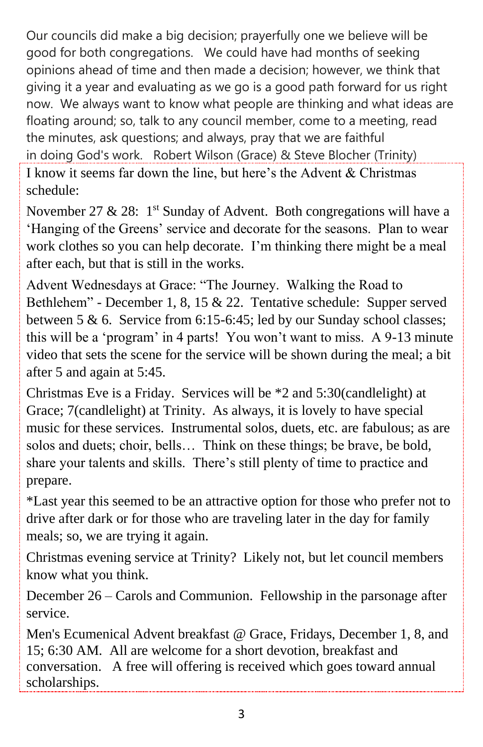Our councils did make a big decision; prayerfully one we believe will be good for both congregations. We could have had months of seeking opinions ahead of time and then made a decision; however, we think that giving it a year and evaluating as we go is a good path forward for us right now. We always want to know what people are thinking and what ideas are floating around; so, talk to any council member, come to a meeting, read the minutes, ask questions; and always, pray that we are faithful in doing God's work. Robert Wilson (Grace) & Steve Blocher (Trinity)

---

I know it seems far down the line, but here's the Advent & Christmas schedule:

November 27 & 28: 1st Sunday of Advent. Both congregations will have a 'Hanging of the Greens' service and decorate for the seasons. Plan to wear work clothes so you can help decorate. I'm thinking there might be a meal after each, but that is still in the works.

Advent Wednesdays at Grace: "The Journey. Walking the Road to Bethlehem" - December 1, 8, 15 & 22. Tentative schedule: Supper served between 5 & 6. Service from 6:15-6:45; led by our Sunday school classes; this will be a 'program' in 4 parts! You won't want to miss. A 9-13 minute video that sets the scene for the service will be shown during the meal; a bit after 5 and again at 5:45.

Christmas Eve is a Friday. Services will be *2 and 5:30(candlelight) at Grace; 7(candlelight) at Trinity. As always, it is lovely to have special music for these services. Instrumental solos, duets, etc. are fabulous; as are solos and duets; choir, bells… Think on these things; be brave, be bold, share your talents and skills. There's still plenty of time to practice and prepare.

*Last year this seemed to be an attractive option for those who prefer not to drive after dark or for those who are traveling later in the day for family meals; so, we are trying it again.

Christmas evening service at Trinity? Likely not, but let council members know what you think.

December 26 – Carols and Communion. Fellowship in the parsonage after service.

Men's Ecumenical Advent breakfast @ Grace, Fridays, December 1, 8, and 15; 6:30 AM. All are welcome for a short devotion, breakfast and conversation. A free will offering is received which goes toward annual scholarships.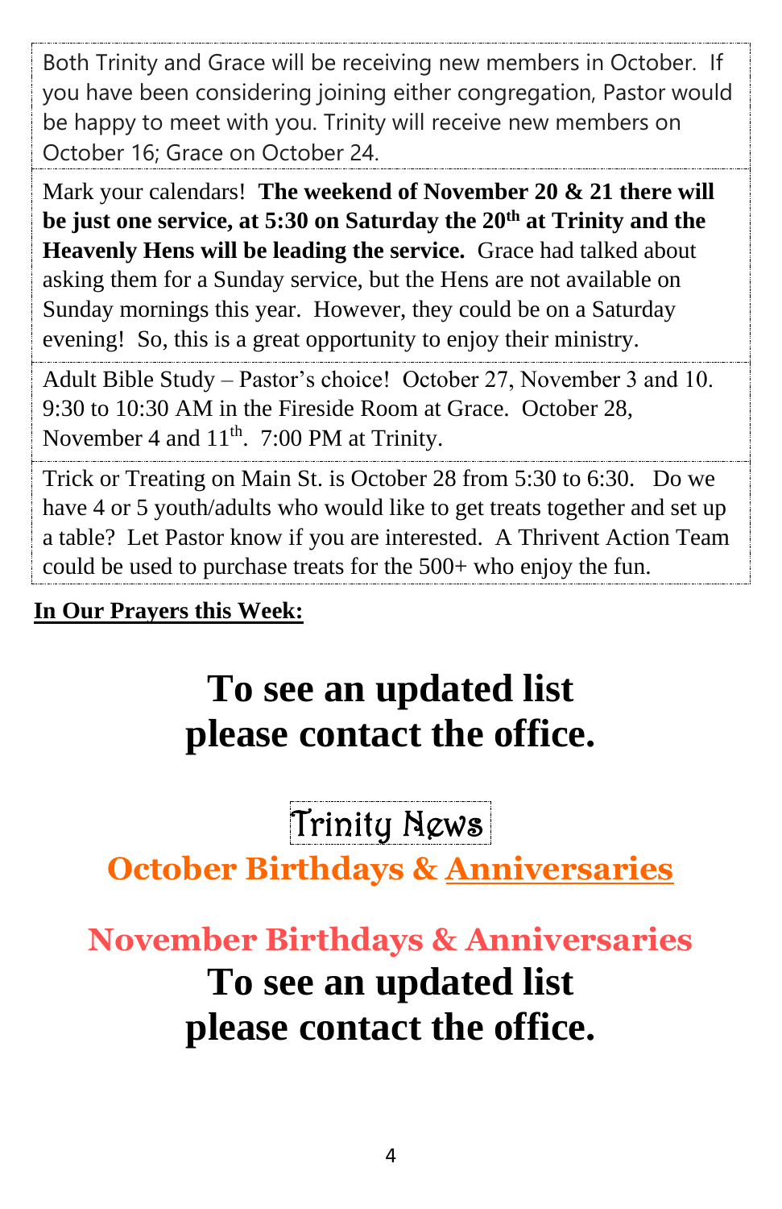Both Trinity and Grace will be receiving new members in October. If you have been considering joining either congregation, Pastor would be happy to meet with you. Trinity will receive new members on October 16; Grace on October 24.

Mark your calendars! **The weekend of November 20 & 21 there will be just one service, at 5:30 on Saturday the 20th at Trinity and the Heavenly Hens will be leading the service.** Grace had talked about asking them for a Sunday service, but the Hens are not available on Sunday mornings this year. However, they could be on a Saturday evening! So, this is a great opportunity to enjoy their ministry.

Adult Bible Study – Pastor's choice! October 27, November 3 and 10. 9:30 to 10:30 AM in the Fireside Room at Grace. October 28, November 4 and 11th. 7:00 PM at Trinity.

Trick or Treating on Main St. is October 28 from 5:30 to 6:30. Do we have 4 or 5 youth/adults who would like to get treats together and set up a table? Let Pastor know if you are interested. A Thrivent Action Team could be used to purchase treats for the 500+ who enjoy the fun.

**In Our Prayers this Week:**

**To see an updated list please contact the office.**

# Trinity News

## October Birthdays & Anniversaries

## November Birthdays & Anniversaries

**To see an updated list please contact the office.**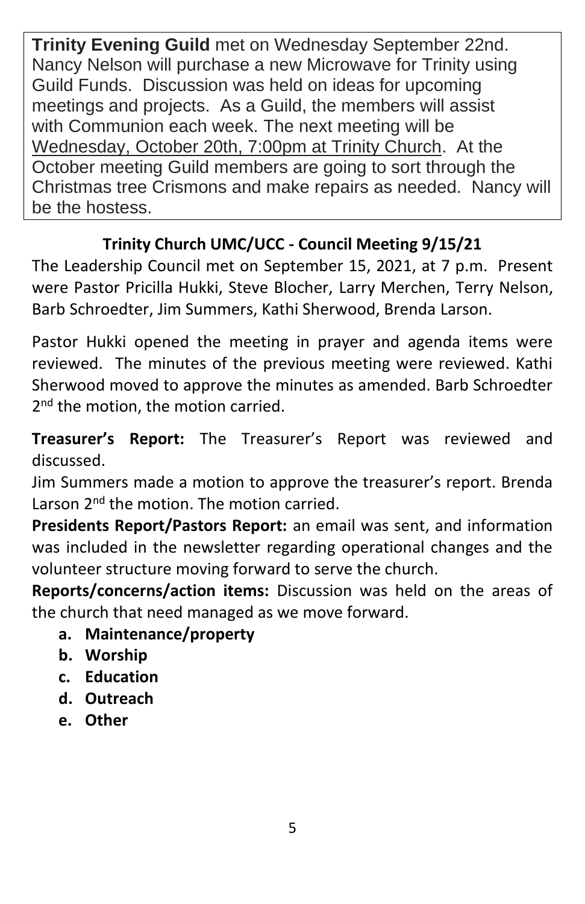**Trinity Evening Guild** met on Wednesday September 22nd. Nancy Nelson will purchase a new Microwave for Trinity using Guild Funds. Discussion was held on ideas for upcoming meetings and projects. As a Guild, the members will assist with Communion each week. The next meeting will be <u>Wednesday, October 20th, 7:00pm at Trinity Church</u>. At the October meeting Guild members are going to sort through the Christmas tree Crismons and make repairs as needed. Nancy will be the hostess.

## Trinity Church UMC/UCC - Council Meeting 9/15/21

The Leadership Council met on September 15, 2021, at 7 p.m. Present were Pastor Pricilla Hukki, Steve Blocher, Larry Merchen, Terry Nelson, Barb Schroedter, Jim Summers, Kathi Sherwood, Brenda Larson.

Pastor Hukki opened the meeting in prayer and agenda items were reviewed. The minutes of the previous meeting were reviewed. Kathi Sherwood moved to approve the minutes as amended. Barb Schroedter 2nd the motion, the motion carried.

**Treasurer's Report:** The Treasurer's Report was reviewed and discussed.
Jim Summers made a motion to approve the treasurer's report. Brenda Larson 2nd the motion. The motion carried.
**Presidents Report/Pastors Report:** an email was sent, and information was included in the newsletter regarding operational changes and the volunteer structure moving forward to serve the church.
**Reports/concerns/action items:** Discussion was held on the areas of the church that need managed as we move forward.

a. **Maintenance/property**
b. **Worship**
c. **Education**
d. **Outreach**
e. **Other**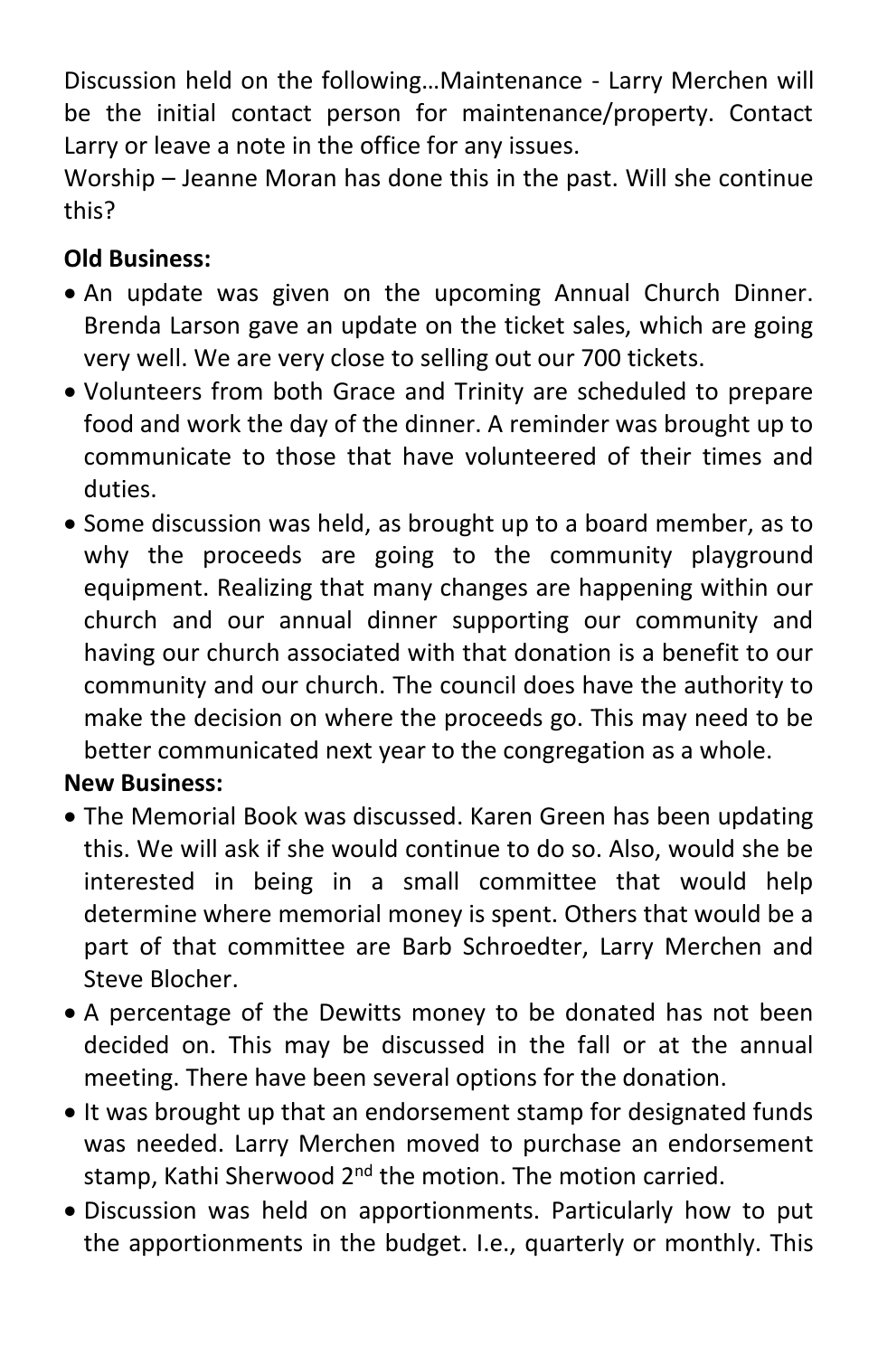Discussion held on the following…Maintenance - Larry Merchen will be the initial contact person for maintenance/property. Contact Larry or leave a note in the office for any issues.
Worship – Jeanne Moran has done this in the past. Will she continue this?

**Old Business:**

- An update was given on the upcoming Annual Church Dinner. Brenda Larson gave an update on the ticket sales, which are going very well. We are very close to selling out our 700 tickets.
- Volunteers from both Grace and Trinity are scheduled to prepare food and work the day of the dinner. A reminder was brought up to communicate to those that have volunteered of their times and duties.
- Some discussion was held, as brought up to a board member, as to why the proceeds are going to the community playground equipment. Realizing that many changes are happening within our church and our annual dinner supporting our community and having our church associated with that donation is a benefit to our community and our church. The council does have the authority to make the decision on where the proceeds go. This may need to be better communicated next year to the congregation as a whole.

**New Business:**

- The Memorial Book was discussed. Karen Green has been updating this. We will ask if she would continue to do so. Also, would she be interested in being in a small committee that would help determine where memorial money is spent. Others that would be a part of that committee are Barb Schroedter, Larry Merchen and Steve Blocher.
- A percentage of the Dewitts money to be donated has not been decided on. This may be discussed in the fall or at the annual meeting. There have been several options for the donation.
- It was brought up that an endorsement stamp for designated funds was needed. Larry Merchen moved to purchase an endorsement stamp, Kathi Sherwood 2nd the motion. The motion carried.
- Discussion was held on apportionments. Particularly how to put the apportionments in the budget. I.e., quarterly or monthly. This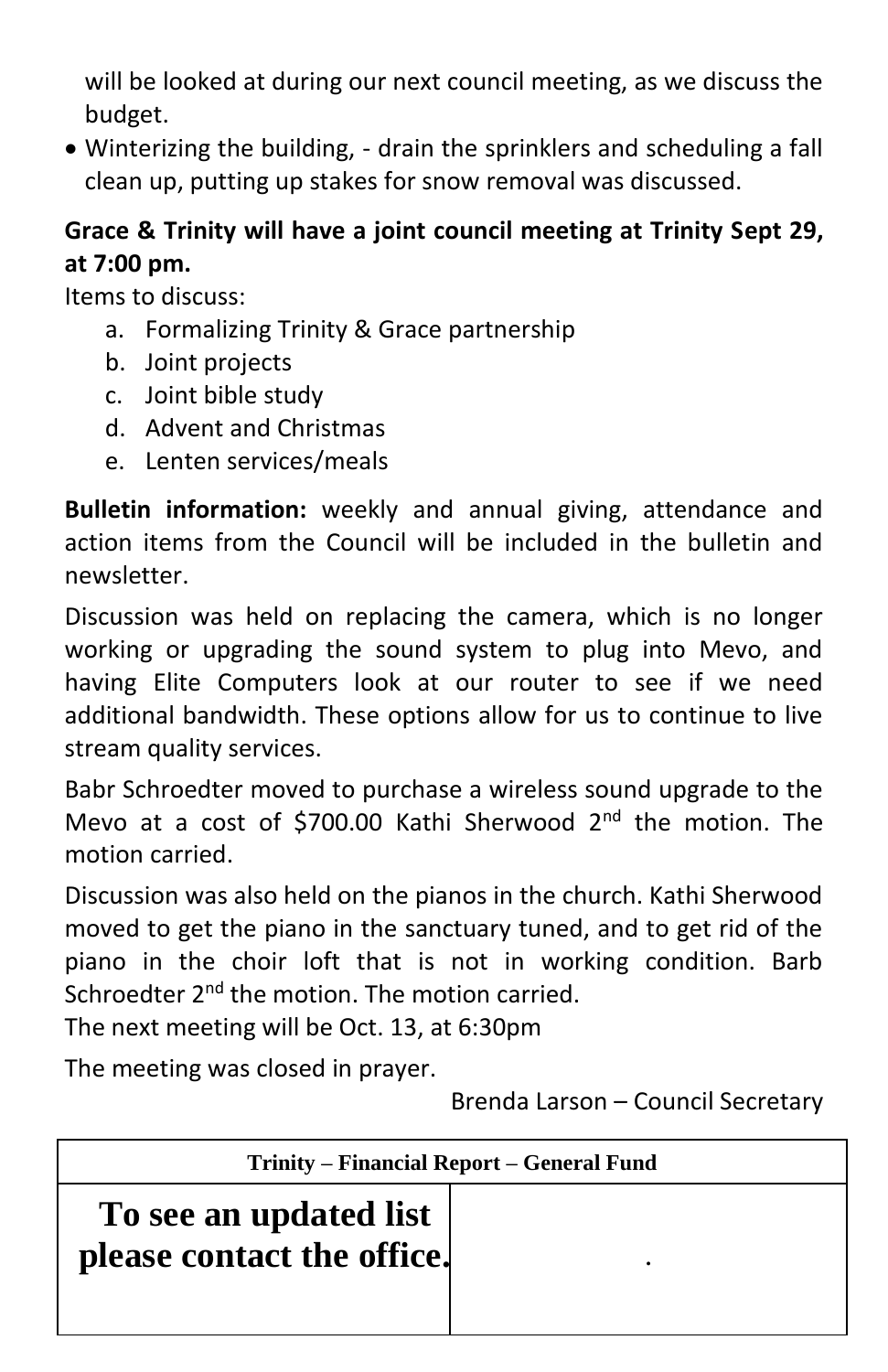will be looked at during our next council meeting, as we discuss the budget.

- Winterizing the building, - drain the sprinklers and scheduling a fall clean up, putting up stakes for snow removal was discussed.

**Grace & Trinity will have a joint council meeting at Trinity Sept 29, at 7:00 pm.**

Items to discuss:

a. Formalizing Trinity & Grace partnership
b. Joint projects
c. Joint bible study
d. Advent and Christmas
e. Lenten services/meals

**Bulletin information:** weekly and annual giving, attendance and action items from the Council will be included in the bulletin and newsletter.

Discussion was held on replacing the camera, which is no longer working or upgrading the sound system to plug into Mevo, and having Elite Computers look at our router to see if we need additional bandwidth. These options allow for us to continue to live stream quality services.

Babr Schroedter moved to purchase a wireless sound upgrade to the Mevo at a cost of $700.00 Kathi Sherwood 2nd the motion. The motion carried.

Discussion was also held on the pianos in the church. Kathi Sherwood moved to get the piano in the sanctuary tuned, and to get rid of the piano in the choir loft that is not in working condition. Barb Schroedter 2nd the motion. The motion carried.

The next meeting will be Oct. 13, at 6:30pm

The meeting was closed in prayer.

Brenda Larson – Council Secretary

| Trinity – Financial Report – General Fund | |
|---|---|
| **To see an updated list please contact the office.** | . |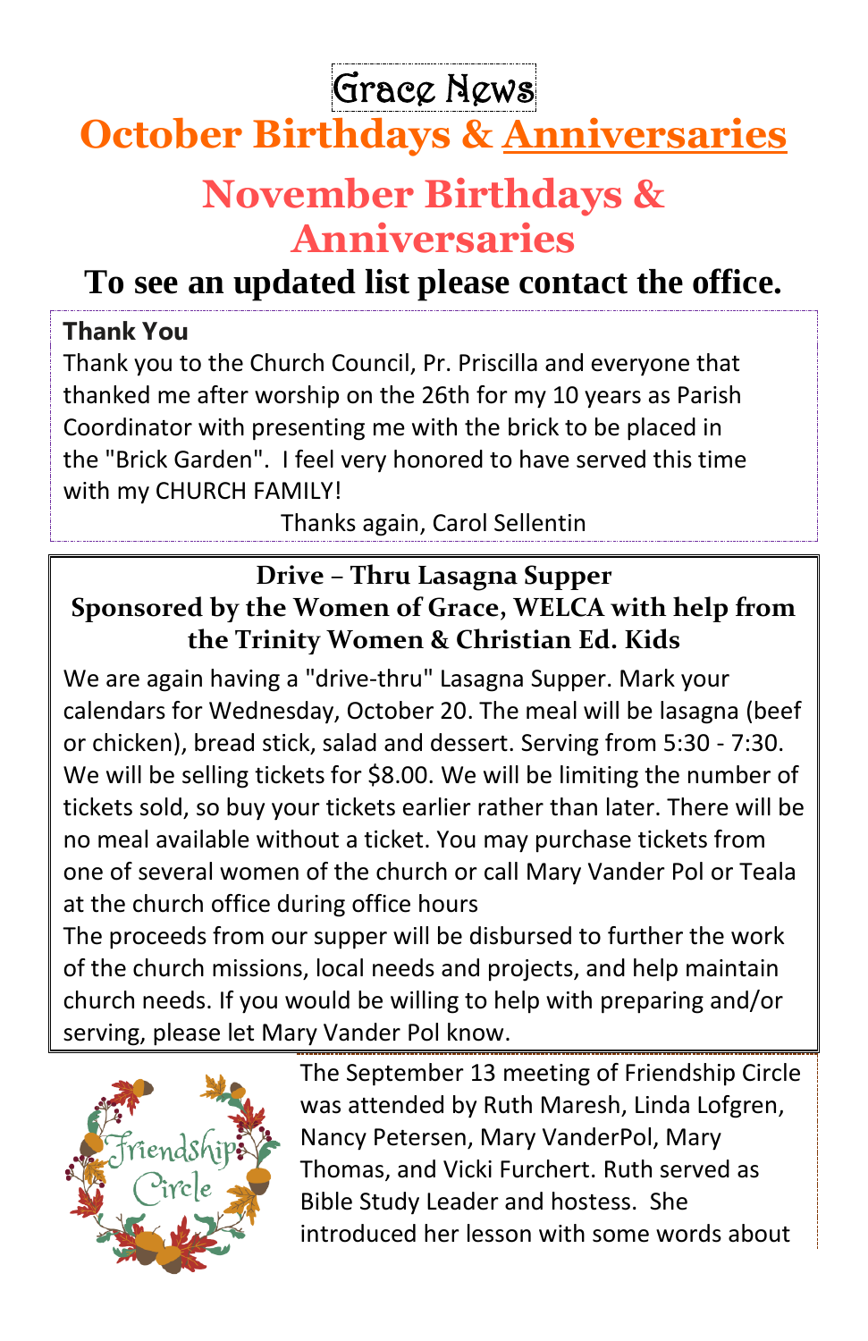# Grace News

## October Birthdays & Anniversaries

## November Birthdays & Anniversaries

**To see an updated list please contact the office.**

**Thank You**

Thank you to the Church Council, Pr. Priscilla and everyone that thanked me after worship on the 26th for my 10 years as Parish Coordinator with presenting me with the brick to be placed in the "Brick Garden". I feel very honored to have served this time with my CHURCH FAMILY!

Thanks again, Carol Sellentin

### Drive – Thru Lasagna Supper
### Sponsored by the Women of Grace, WELCA with help from the Trinity Women & Christian Ed. Kids

We are again having a "drive-thru" Lasagna Supper. Mark your calendars for Wednesday, October 20. The meal will be lasagna (beef or chicken), bread stick, salad and dessert. Serving from 5:30 - 7:30. We will be selling tickets for $8.00. We will be limiting the number of tickets sold, so buy your tickets earlier rather than later. There will be no meal available without a ticket. You may purchase tickets from one of several women of the church or call Mary Vander Pol or Teala at the church office during office hours

The proceeds from our supper will be disbursed to further the work of the church missions, local needs and projects, and help maintain church needs. If you would be willing to help with preparing and/or serving, please let Mary Vander Pol know.

Friendship Circle

The September 13 meeting of Friendship Circle was attended by Ruth Maresh, Linda Lofgren, Nancy Petersen, Mary VanderPol, Mary Thomas, and Vicki Furchert. Ruth served as Bible Study Leader and hostess. She introduced her lesson with some words about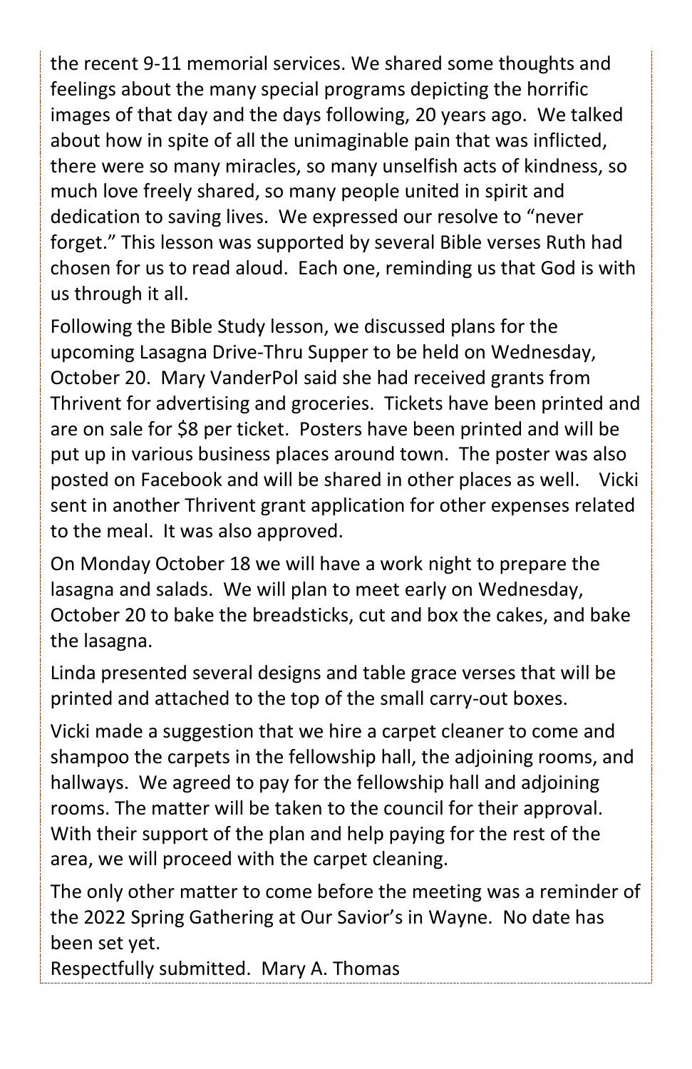the recent 9-11 memorial services. We shared some thoughts and feelings about the many special programs depicting the horrific images of that day and the days following, 20 years ago. We talked about how in spite of all the unimaginable pain that was inflicted, there were so many miracles, so many unselfish acts of kindness, so much love freely shared, so many people united in spirit and dedication to saving lives. We expressed our resolve to “never forget.” This lesson was supported by several Bible verses Ruth had chosen for us to read aloud. Each one, reminding us that God is with us through it all.

Following the Bible Study lesson, we discussed plans for the upcoming Lasagna Drive-Thru Supper to be held on Wednesday, October 20. Mary VanderPol said she had received grants from Thrivent for advertising and groceries. Tickets have been printed and are on sale for $8 per ticket. Posters have been printed and will be put up in various business places around town. The poster was also posted on Facebook and will be shared in other places as well. Vicki sent in another Thrivent grant application for other expenses related to the meal. It was also approved.

On Monday October 18 we will have a work night to prepare the lasagna and salads. We will plan to meet early on Wednesday, October 20 to bake the breadsticks, cut and box the cakes, and bake the lasagna.

Linda presented several designs and table grace verses that will be printed and attached to the top of the small carry-out boxes.

Vicki made a suggestion that we hire a carpet cleaner to come and shampoo the carpets in the fellowship hall, the adjoining rooms, and hallways. We agreed to pay for the fellowship hall and adjoining rooms. The matter will be taken to the council for their approval. With their support of the plan and help paying for the rest of the area, we will proceed with the carpet cleaning.

The only other matter to come before the meeting was a reminder of the 2022 Spring Gathering at Our Savior’s in Wayne. No date has been set yet.

Respectfully submitted. Mary A. Thomas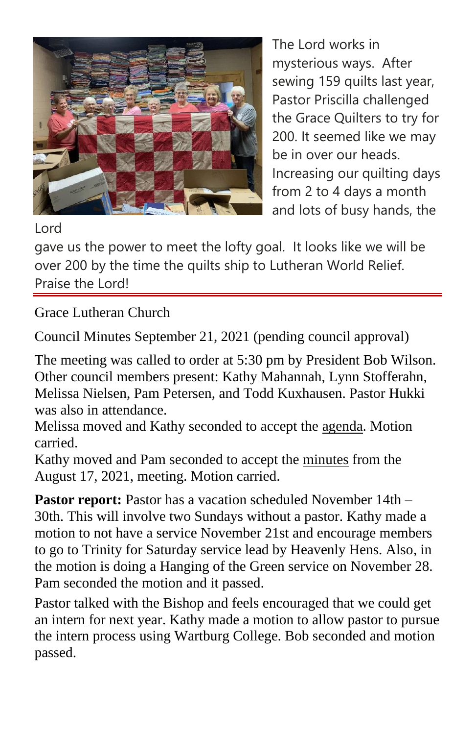The Lord works in mysterious ways. After sewing 159 quilts last year, Pastor Priscilla challenged the Grace Quilters to try for 200. It seemed like we may be in over our heads. Increasing our quilting days from 2 to 4 days a month and lots of busy hands, the Lord gave us the power to meet the lofty goal. It looks like we will be over 200 by the time the quilts ship to Lutheran World Relief. Praise the Lord!

---

Grace Lutheran Church

Council Minutes September 21, 2021 (pending council approval)

The meeting was called to order at 5:30 pm by President Bob Wilson. Other council members present: Kathy Mahannah, Lynn Stofferahn, Melissa Nielsen, Pam Petersen, and Todd Kuxhausen. Pastor Hukki was also in attendance.
Melissa moved and Kathy seconded to accept the agenda. Motion carried.
Kathy moved and Pam seconded to accept the minutes from the August 17, 2021, meeting. Motion carried.

**Pastor report:** Pastor has a vacation scheduled November 14th – 30th. This will involve two Sundays without a pastor. Kathy made a motion to not have a service November 21st and encourage members to go to Trinity for Saturday service lead by Heavenly Hens. Also, in the motion is doing a Hanging of the Green service on November 28. Pam seconded the motion and it passed.

Pastor talked with the Bishop and feels encouraged that we could get an intern for next year. Kathy made a motion to allow pastor to pursue the intern process using Wartburg College. Bob seconded and motion passed.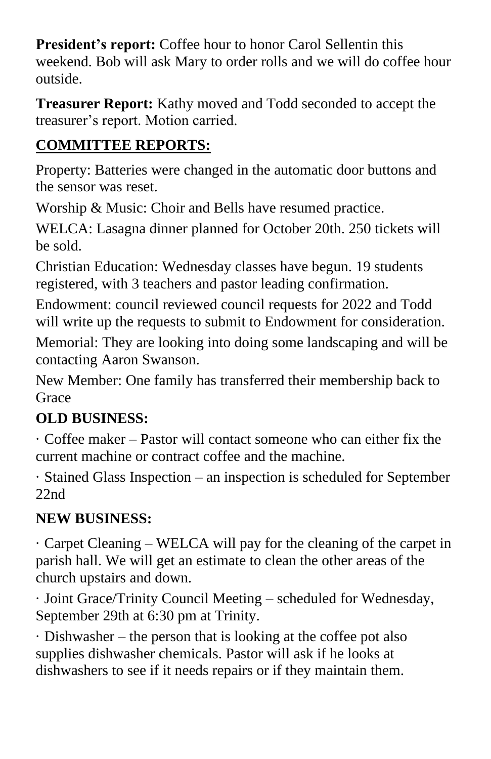**President's report:** Coffee hour to honor Carol Sellentin this weekend. Bob will ask Mary to order rolls and we will do coffee hour outside.

**Treasurer Report:** Kathy moved and Todd seconded to accept the treasurer's report. Motion carried.

## COMMITTEE REPORTS:

Property: Batteries were changed in the automatic door buttons and the sensor was reset.

Worship & Music: Choir and Bells have resumed practice.

WELCA: Lasagna dinner planned for October 20th. 250 tickets will be sold.

Christian Education: Wednesday classes have begun. 19 students registered, with 3 teachers and pastor leading confirmation.

Endowment: council reviewed council requests for 2022 and Todd will write up the requests to submit to Endowment for consideration.

Memorial: They are looking into doing some landscaping and will be contacting Aaron Swanson.

New Member: One family has transferred their membership back to Grace

## OLD BUSINESS:

· Coffee maker – Pastor will contact someone who can either fix the current machine or contract coffee and the machine.

· Stained Glass Inspection – an inspection is scheduled for September 22nd

## NEW BUSINESS:

· Carpet Cleaning – WELCA will pay for the cleaning of the carpet in parish hall. We will get an estimate to clean the other areas of the church upstairs and down.

· Joint Grace/Trinity Council Meeting – scheduled for Wednesday, September 29th at 6:30 pm at Trinity.

· Dishwasher – the person that is looking at the coffee pot also supplies dishwasher chemicals. Pastor will ask if he looks at dishwashers to see if it needs repairs or if they maintain them.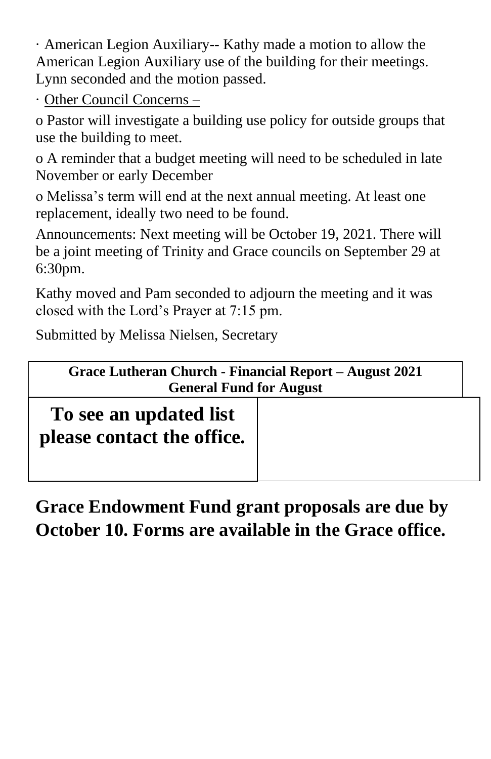· American Legion Auxiliary-- Kathy made a motion to allow the American Legion Auxiliary use of the building for their meetings. Lynn seconded and the motion passed.

· Other Council Concerns –

o Pastor will investigate a building use policy for outside groups that use the building to meet.

o A reminder that a budget meeting will need to be scheduled in late November or early December

o Melissa's term will end at the next annual meeting. At least one replacement, ideally two need to be found.

Announcements: Next meeting will be October 19, 2021. There will be a joint meeting of Trinity and Grace councils on September 29 at 6:30pm.

Kathy moved and Pam seconded to adjourn the meeting and it was closed with the Lord's Prayer at 7:15 pm.

Submitted by Melissa Nielsen, Secretary

| **Grace Lutheran Church - Financial Report – August 2021**<br>**General Fund for August** | |
|---|---|
| **To see an updated list please contact the office.** | |

**Grace Endowment Fund grant proposals are due by October 10. Forms are available in the Grace office.**